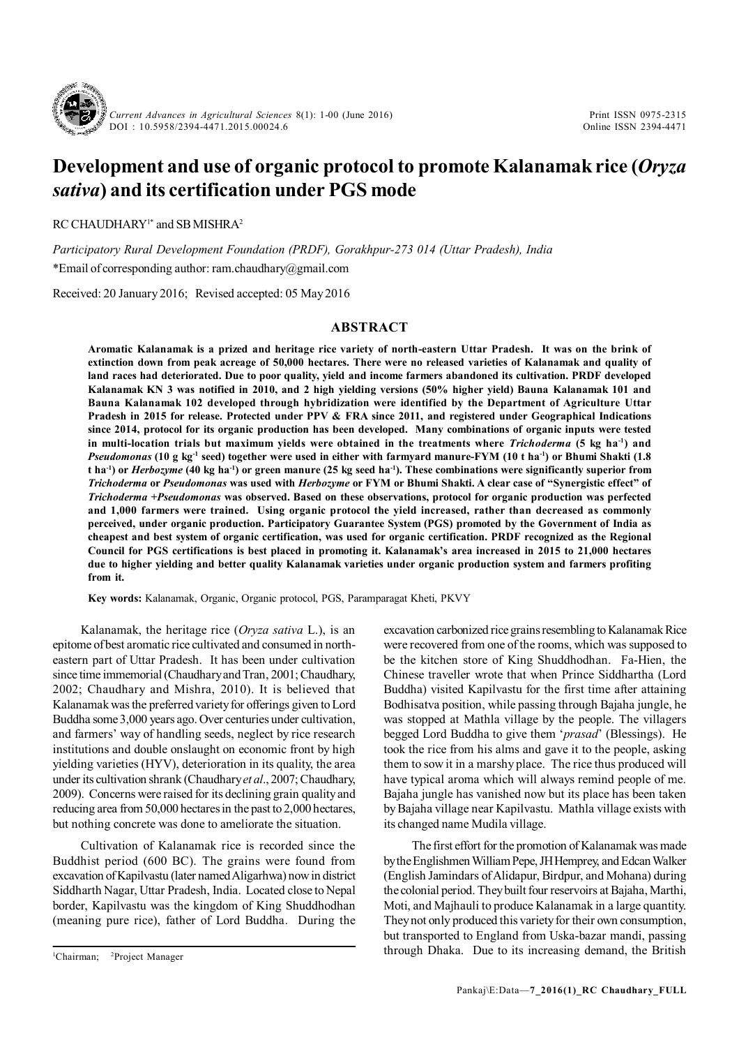# Development and use of organic protocol to promote Kalanamak rice (*Oryza sativa*) and its certification under PGS mode

RC CHAUDHARY[1*] and SB MISHRA[2]

*Participatory Rural Development Foundation (PRDF), Gorakhpur-273 014 (Uttar Pradesh), India*
*Email of corresponding author: ram.chaudhary@gmail.com

Received: 20 January 2016; Revised accepted: 05 May 2016

## ABSTRACT

**Aromatic Kalanamak is a prized and heritage rice variety of north-eastern Uttar Pradesh. It was on the brink of extinction down from peak acreage of 50,000 hectares. There were no released varieties of Kalanamak and quality of land races had deteriorated. Due to poor quality, yield and income farmers abandoned its cultivation. PRDF developed Kalanamak KN 3 was notified in 2010, and 2 high yielding versions (50% higher yield) Bauna Kalanamak 101 and Bauna Kalanamak 102 developed through hybridization were identified by the Department of Agriculture Uttar Pradesh in 2015 for release. Protected under PPV & FRA since 2011, and registered under Geographical Indications since 2014, protocol for its organic production has been developed. Many combinations of organic inputs were tested in multi-location trials but maximum yields were obtained in the treatments where *Trichoderma* (5 kg ha$^{-1}$) and *Pseudomonas* (10 g kg$^{-1}$ seed) together were used in either with farmyard manure-FYM (10 t ha$^{-1}$) or Bhumi Shakti (1.8 t ha$^{-1}$) or *Herbozyme* (40 kg ha$^{-1}$) or green manure (25 kg seed ha$^{-1}$). These combinations were significantly superior from *Trichoderma* or *Pseudomonas* was used with *Herbozyme* or FYM or Bhumi Shakti. A clear case of "Synergistic effect" of *Trichoderma* +*Pseudomonas* was observed. Based on these observations, protocol for organic production was perfected and 1,000 farmers were trained. Using organic protocol the yield increased, rather than decreased as commonly perceived, under organic production. Participatory Guarantee System (PGS) promoted by the Government of India as cheapest and best system of organic certification, was used for organic certification. PRDF recognized as the Regional Council for PGS certifications is best placed in promoting it. Kalanamak's area increased in 2015 to 21,000 hectares due to higher yielding and better quality Kalanamak varieties under organic production system and farmers profiting from it.**

**Key words:** Kalanamak, Organic, Organic protocol, PGS, Paramparagat Kheti, PKVY

Kalanamak, the heritage rice (*Oryza sativa* L.), is an epitome of best aromatic rice cultivated and consumed in north-eastern part of Uttar Pradesh. It has been under cultivation since time immemorial (Chaudhary and Tran, 2001; Chaudhary, 2002; Chaudhary and Mishra, 2010). It is believed that Kalanamak was the preferred variety for offerings given to Lord Buddha some 3,000 years ago. Over centuries under cultivation, and farmers' way of handling seeds, neglect by rice research institutions and double onslaught on economic front by high yielding varieties (HYV), deterioration in its quality, the area under its cultivation shrank (Chaudhary *et al*., 2007; Chaudhary, 2009). Concerns were raised for its declining grain quality and reducing area from 50,000 hectares in the past to 2,000 hectares, but nothing concrete was done to ameliorate the situation.

Cultivation of Kalanamak rice is recorded since the Buddhist period (600 BC). The grains were found from excavation of Kapilvastu (later named Aligarhwa) now in district Siddharth Nagar, Uttar Pradesh, India. Located close to Nepal border, Kapilvastu was the kingdom of King Shuddhodhan (meaning pure rice), father of Lord Buddha. During the excavation carbonized rice grains resembling to Kalanamak Rice were recovered from one of the rooms, which was supposed to be the kitchen store of King Shuddhodhan. Fa-Hien, the Chinese traveller wrote that when Prince Siddhartha (Lord Buddha) visited Kapilvastu for the first time after attaining Bodhisatva position, while passing through Bajaha jungle, he was stopped at Mathla village by the people. The villagers begged Lord Buddha to give them '*prasad*' (Blessings). He took the rice from his alms and gave it to the people, asking them to sow it in a marshy place. The rice thus produced will have typical aroma which will always remind people of me. Bajaha jungle has vanished now but its place has been taken by Bajaha village near Kapilvastu. Mathla village exists with its changed name Mudila village.

The first effort for the promotion of Kalanamak was made by the Englishmen William Pepe, JH Hemprey, and Edcan Walker (English Jamindars of Alidapur, Birdpur, and Mohana) during the colonial period. They built four reservoirs at Bajaha, Marthi, Moti, and Majhauli to produce Kalanamak in a large quantity. They not only produced this variety for their own consumption, but transported to England from Uska-bazar mandi, passing through Dhaka. Due to its increasing demand, the British

[1]Chairman; [2]Project Manager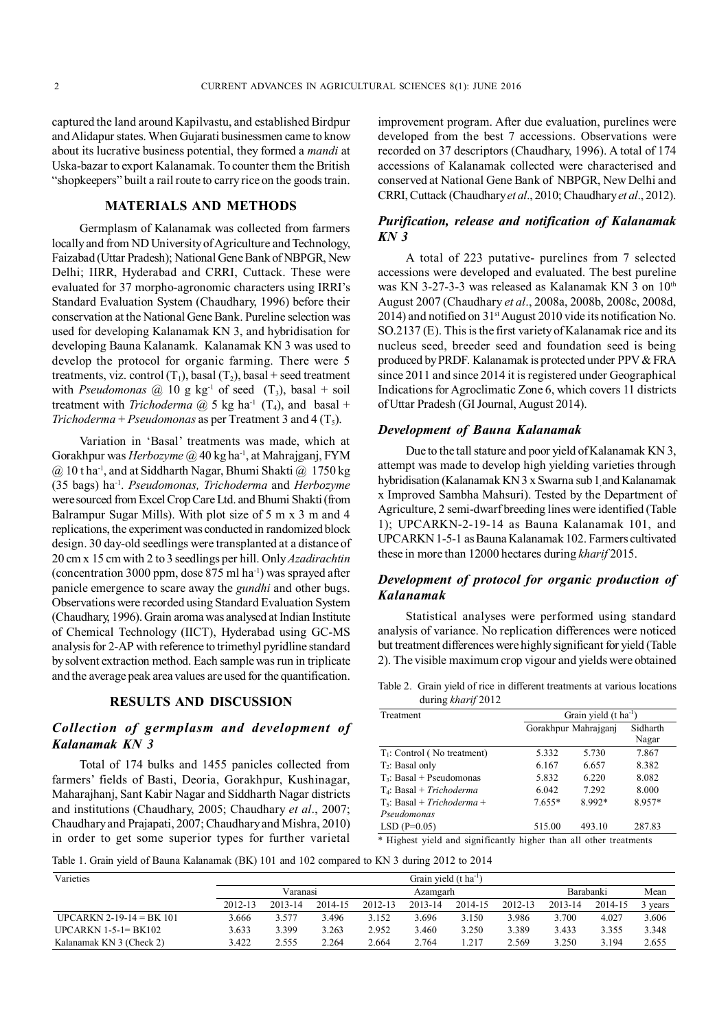captured the land around Kapilvastu, and established Birdpur and Alidapur states. When Gujarati businessmen came to know about its lucrative business potential, they formed a *mandi* at Uska-bazar to export Kalanamak. To counter them the British "shopkeepers" built a rail route to carry rice on the goods train.

## MATERIALS AND METHODS

Germplasm of Kalanamak was collected from farmers locally and from ND University of Agriculture and Technology, Faizabad (Uttar Pradesh); National Gene Bank of NBPGR, New Delhi; IIRR, Hyderabad and CRRI, Cuttack. These were evaluated for 37 morpho-agronomic characters using IRRI's Standard Evaluation System (Chaudhary, 1996) before their conservation at the National Gene Bank. Pureline selection was used for developing Kalanamak KN 3, and hybridisation for developing Bauna Kalanamk. Kalanamak KN 3 was used to develop the protocol for organic farming. There were 5 treatments, viz. control ($T_1$), basal ($T_2$), basal + seed treatment with *Pseudomonas* @ 10 g kg$^{-1}$ of seed ($T_3$), basal + soil treatment with *Trichoderma* @ 5 kg ha$^{-1}$ ($T_4$), and basal + *Trichoderma* + *Pseudomonas* as per Treatment 3 and 4 ($T_5$).

Variation in 'Basal' treatments was made, which at Gorakhpur was *Herbozyme* @ 40 kg ha$^{-1}$, at Mahrajganj, FYM @ 10 t ha$^{-1}$, and at Siddharth Nagar, Bhumi Shakti @ 1750 kg (35 bags) ha$^{-1}$. *Pseudomonas, Trichoderma* and *Herbozyme* were sourced from Excel Crop Care Ltd. and Bhumi Shakti (from Balrampur Sugar Mills). With plot size of 5 m x 3 m and 4 replications, the experiment was conducted in randomized block design. 30 day-old seedlings were transplanted at a distance of 20 cm x 15 cm with 2 to 3 seedlings per hill. Only *Azadirachtin* (concentration 3000 ppm, dose 875 ml ha$^{-1}$) was sprayed after panicle emergence to scare away the *gundhi* and other bugs. Observations were recorded using Standard Evaluation System (Chaudhary, 1996). Grain aroma was analysed at Indian Institute of Chemical Technology (IICT), Hyderabad using GC-MS analysis for 2-AP with reference to trimethyl pyridline standard by solvent extraction method. Each sample was run in triplicate and the average peak area values are used for the quantification.

## RESULTS AND DISCUSSION

### *Collection of germplasm and development of Kalanamak KN 3*

Total of 174 bulks and 1455 panicles collected from farmers' fields of Basti, Deoria, Gorakhpur, Kushinagar, Maharajhanj, Sant Kabir Nagar and Siddharth Nagar districts and institutions (Chaudhary, 2005; Chaudhary *et al*., 2007; Chaudhary and Prajapati, 2007; Chaudhary and Mishra, 2010) in order to get some superior types for further varietal improvement program. After due evaluation, purelines were developed from the best 7 accessions. Observations were recorded on 37 descriptors (Chaudhary, 1996). A total of 174 accessions of Kalanamak collected were characterised and conserved at National Gene Bank of NBPGR, New Delhi and CRRI, Cuttack (Chaudhary *et al*., 2010; Chaudhary *et al*., 2012).

### *Purification, release and notification of Kalanamak KN 3*

A total of 223 putative- purelines from 7 selected accessions were developed and evaluated. The best pureline was KN 3-27-3-3 was released as Kalanamak KN 3 on 10$^{th}$ August 2007 (Chaudhary *et al*., 2008a, 2008b, 2008c, 2008d, 2014) and notified on 31$^{st}$ August 2010 vide its notification No. SO.2137 (E). This is the first variety of Kalanamak rice and its nucleus seed, breeder seed and foundation seed is being produced by PRDF. Kalanamak is protected under PPV & FRA since 2011 and since 2014 it is registered under Geographical Indications for Agroclimatic Zone 6, which covers 11 districts of Uttar Pradesh (GI Journal, August 2014).

### *Development of Bauna Kalanamak*

Due to the tall stature and poor yield of Kalanamak KN 3, attempt was made to develop high yielding varieties through hybridisation (Kalanamak KN 3 x Swarna sub 1 and Kalanamak x Improved Sambha Mahsuri). Tested by the Department of Agriculture, 2 semi-dwarf breeding lines were identified (Table 1); UPCARKN-2-19-14 as Bauna Kalanamak 101, and UPCARKN 1-5-1 as Bauna Kalanamak 102. Farmers cultivated these in more than 12000 hectares during *kharif* 2015.

### *Development of protocol for organic production of Kalanamak*

Statistical analyses were performed using standard analysis of variance. No replication differences were noticed but treatment differences were highly significant for yield (Table 2). The visible maximum crop vigour and yields were obtained

Table 2. Grain yield of rice in different treatments at various locations during *kharif* 2012

| Treatment | Grain yield (t ha$^{-1}$) | | |
|---|---|---|---|
| | Gorakhpur | Mahrajganj | Sidharth Nagar |
| $T_1$: Control ( No treatment) | 5.332 | 5.730 | 7.867 |
| $T_2$: Basal only | 6.167 | 6.657 | 8.382 |
| $T_3$: Basal + Pseudomonas | 5.832 | 6.220 | 8.082 |
| $T_4$: Basal + *Trichoderma* | 6.042 | 7.292 | 8.000 |
| $T_5$: Basal + *Trichoderma* + *Pseudomonas* | 7.655* | 8.992* | 8.957* |
| LSD (P=0.05) | 515.00 | 493.10 | 287.83 |

\* Highest yield and significantly higher than all other treatments

Table 1. Grain yield of Bauna Kalanamak (BK) 101 and 102 compared to KN 3 during 2012 to 2014

| Varieties | Grain yield (t ha$^{-1}$) | | | | | | | | | |
|---|---|---|---|---|---|---|---|---|---|---|
| | Varanasi | | | Azamgarh | | | Barabanki | | | Mean |
| | 2012-13 | 2013-14 | 2014-15 | 2012-13 | 2013-14 | 2014-15 | 2012-13 | 2013-14 | 2014-15 | 3 years |
| UPCARKN 2-19-14 = BK 101 | 3.666 | 3.577 | 3.496 | 3.152 | 3.696 | 3.150 | 3.986 | 3.700 | 4.027 | 3.606 |
| UPCARKN 1-5-1= BK102 | 3.633 | 3.399 | 3.263 | 2.952 | 3.460 | 3.250 | 3.389 | 3.433 | 3.355 | 3.348 |
| Kalanamak KN 3 (Check 2) | 3.422 | 2.555 | 2.264 | 2.664 | 2.764 | 1.217 | 2.569 | 3.250 | 3.194 | 2.655 |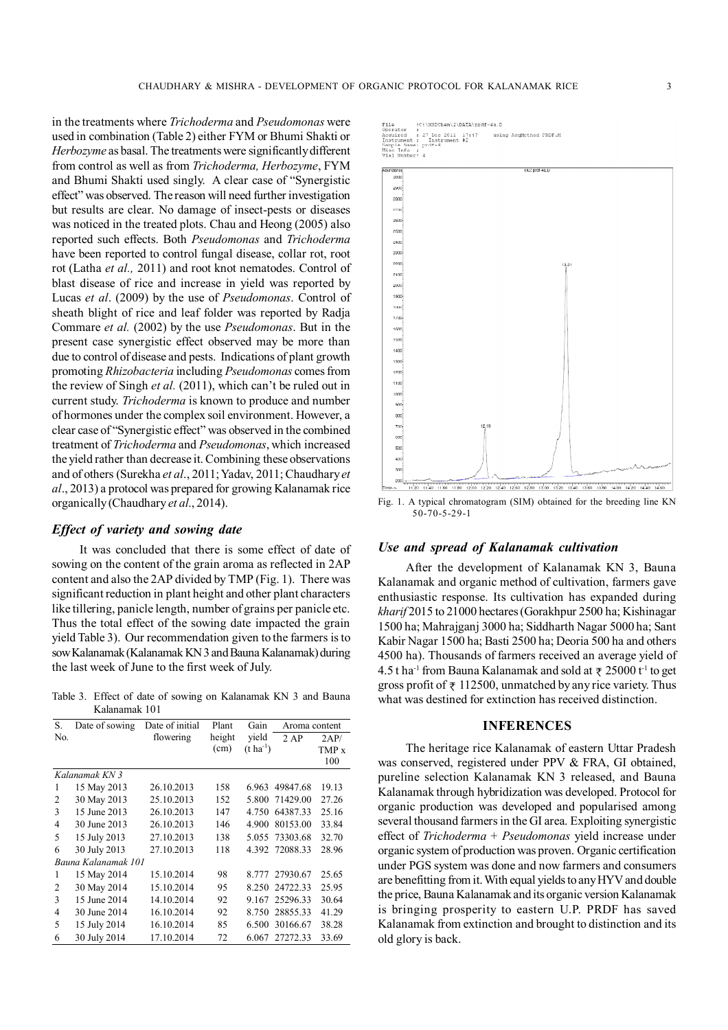in the treatments where *Trichoderma* and *Pseudomonas* were used in combination (Table 2) either FYM or Bhumi Shakti or *Herbozyme* as basal. The treatments were significantly different from control as well as from *Trichoderma, Herbozyme*, FYM and Bhumi Shakti used singly. A clear case of "Synergistic effect" was observed. The reason will need further investigation but results are clear. No damage of insect-pests or diseases was noticed in the treated plots. Chau and Heong (2005) also reported such effects. Both *Pseudomonas* and *Trichoderma* have been reported to control fungal disease, collar rot, root rot (Latha *et al.,* 2011) and root knot nematodes. Control of blast disease of rice and increase in yield was reported by Lucas *et al*. (2009) by the use of *Pseudomonas*. Control of sheath blight of rice and leaf folder was reported by Radja Commare *et al.* (2002) by the use *Pseudomonas*. But in the present case synergistic effect observed may be more than due to control of disease and pests. Indications of plant growth promoting *Rhizobacteria* including *Pseudomonas* comes from the review of Singh *et al.* (2011), which can't be ruled out in current study. *Trichoderma* is known to produce and number of hormones under the complex soil environment. However, a clear case of "Synergistic effect" was observed in the combined treatment of *Trichoderma* and *Pseudomonas*, which increased the yield rather than decrease it. Combining these observations and of others (Surekha *et al*., 2011; Yadav, 2011; Chaudhary *et al*., 2013) a protocol was prepared for growing Kalanamak rice organically (Chaudhary *et al*., 2014).

### *Effect of variety and sowing date*

It was concluded that there is some effect of date of sowing on the content of the grain aroma as reflected in 2AP content and also the 2AP divided by TMP (Fig. 1). There was significant reduction in plant height and other plant characters like tillering, panicle length, number of grains per panicle etc. Thus the total effect of the sowing date impacted the grain yield Table 3). Our recommendation given to the farmers is to sow Kalanamak (Kalanamak KN 3 and Bauna Kalanamak) during the last week of June to the first week of July.

Table 3. Effect of date of sowing on Kalanamak KN 3 and Bauna Kalanamak 101

| S. No. | Date of sowing | Date of initial flowering | Plant height (cm) | Gain yield ($t\ ha^{-1}$) | Aroma content | |
|---|---|---|---|---|---|---|
| | | | | | 2 AP | 2AP/ TMP x 100 |
| *Kalanamak KN 3* | | | | | | |
| 1 | 15 May 2013 | 26.10.2013 | 158 | 6.963 | 49847.68 | 19.13 |
| 2 | 30 May 2013 | 25.10.2013 | 152 | 5.800 | 71429.00 | 27.26 |
| 3 | 15 June 2013 | 26.10.2013 | 147 | 4.750 | 64387.33 | 25.16 |
| 4 | 30 June 2013 | 26.10.2013 | 146 | 4.900 | 80153.00 | 33.84 |
| 5 | 15 July 2013 | 27.10.2013 | 138 | 5.055 | 73303.68 | 32.70 |
| 6 | 30 July 2013 | 27.10.2013 | 118 | 4.392 | 72088.33 | 28.96 |
| *Bauna Kalanamak 101* | | | | | | |
| 1 | 15 May 2014 | 15.10.2014 | 98 | 8.777 | 27930.67 | 25.65 |
| 2 | 30 May 2014 | 15.10.2014 | 95 | 8.250 | 24722.33 | 25.95 |
| 3 | 15 June 2014 | 14.10.2014 | 92 | 9.167 | 25296.33 | 30.64 |
| 4 | 30 June 2014 | 16.10.2014 | 92 | 8.750 | 28855.33 | 41.29 |
| 5 | 15 July 2014 | 16.10.2014 | 85 | 6.500 | 30166.67 | 38.28 |
| 6 | 30 July 2014 | 17.10.2014 | 72 | 6.067 | 27272.33 | 33.69 |

Fig. 1. A typical chromatogram (SIM) obtained for the breeding line KN 50-70-5-29-1

### *Use and spread of Kalanamak cultivation*

After the development of Kalanamak KN 3, Bauna Kalanamak and organic method of cultivation, farmers gave enthusiastic response. Its cultivation has expanded during *kharif* 2015 to 21000 hectares (Gorakhpur 2500 ha; Kishinagar 1500 ha; Mahrajganj 3000 ha; Siddharth Nagar 5000 ha; Sant Kabir Nagar 1500 ha; Basti 2500 ha; Deoria 500 ha and others 4500 ha). Thousands of farmers received an average yield of 4.5 t $ha^{-1}$ from Bauna Kalanamak and sold at ₹ 25000 $t^{-1}$ to get gross profit of ₹ 112500, unmatched by any rice variety. Thus what was destined for extinction has received distinction.

## INFERENCES

The heritage rice Kalanamak of eastern Uttar Pradesh was conserved, registered under PPV & FRA, GI obtained, pureline selection Kalanamak KN 3 released, and Bauna Kalanamak through hybridization was developed. Protocol for organic production was developed and popularised among several thousand farmers in the GI area. Exploiting synergistic effect of *Trichoderma* + *Pseudomonas* yield increase under organic system of production was proven. Organic certification under PGS system was done and now farmers and consumers are benefitting from it. With equal yields to any HYV and double the price, Bauna Kalanamak and its organic version Kalanamak is bringing prosperity to eastern U.P. PRDF has saved Kalanamak from extinction and brought to distinction and its old glory is back.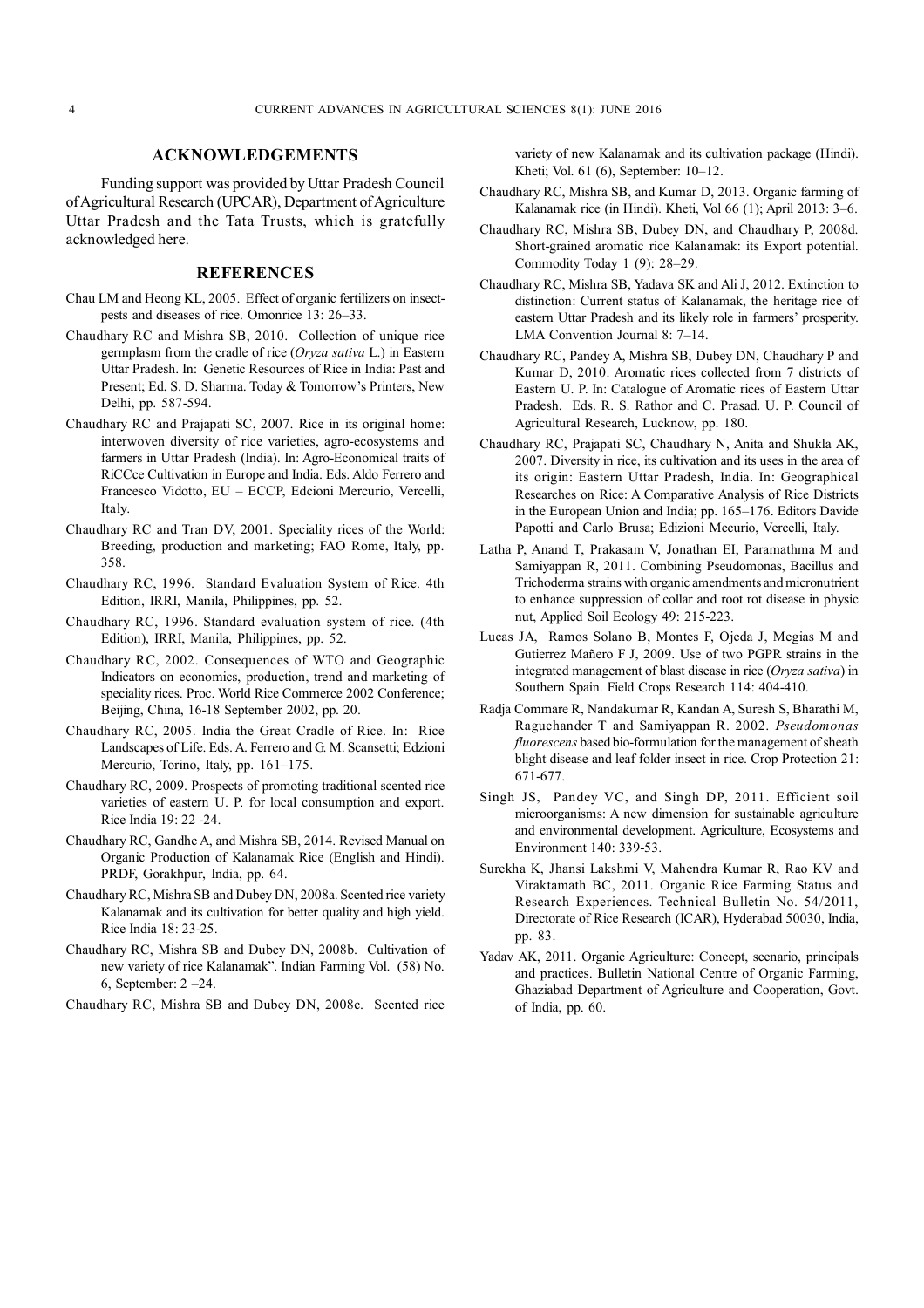## ACKNOWLEDGEMENTS

Funding support was provided by Uttar Pradesh Council of Agricultural Research (UPCAR), Department of Agriculture Uttar Pradesh and the Tata Trusts, which is gratefully acknowledged here.

## REFERENCES

Chau LM and Heong KL, 2005. Effect of organic fertilizers on insect-pests and diseases of rice. Omonrice 13: 26–33.

Chaudhary RC and Mishra SB, 2010. Collection of unique rice germplasm from the cradle of rice (*Oryza sativa* L.) in Eastern Uttar Pradesh. In: Genetic Resources of Rice in India: Past and Present; Ed. S. D. Sharma. Today & Tomorrow's Printers, New Delhi, pp. 587-594.

Chaudhary RC and Prajapati SC, 2007. Rice in its original home: interwoven diversity of rice varieties, agro-ecosystems and farmers in Uttar Pradesh (India). In: Agro-Economical traits of RiCCce Cultivation in Europe and India. Eds. Aldo Ferrero and Francesco Vidotto, EU – ECCP, Edcioni Mercurio, Vercelli, Italy.

Chaudhary RC and Tran DV, 2001. Speciality rices of the World: Breeding, production and marketing; FAO Rome, Italy, pp. 358.

Chaudhary RC, 1996. Standard Evaluation System of Rice. 4th Edition, IRRI, Manila, Philippines, pp. 52.

Chaudhary RC, 1996. Standard evaluation system of rice. (4th Edition), IRRI, Manila, Philippines, pp. 52.

Chaudhary RC, 2002. Consequences of WTO and Geographic Indicators on economics, production, trend and marketing of speciality rices. Proc. World Rice Commerce 2002 Conference; Beijing, China, 16-18 September 2002, pp. 20.

Chaudhary RC, 2005. India the Great Cradle of Rice. In: Rice Landscapes of Life. Eds. A. Ferrero and G. M. Scansetti; Edzioni Mercurio, Torino, Italy, pp. 161–175.

Chaudhary RC, 2009. Prospects of promoting traditional scented rice varieties of eastern U. P. for local consumption and export. Rice India 19: 22 -24.

Chaudhary RC, Gandhe A, and Mishra SB, 2014. Revised Manual on Organic Production of Kalanamak Rice (English and Hindi). PRDF, Gorakhpur, India, pp. 64.

Chaudhary RC, Mishra SB and Dubey DN, 2008a. Scented rice variety Kalanamak and its cultivation for better quality and high yield. Rice India 18: 23-25.

Chaudhary RC, Mishra SB and Dubey DN, 2008b. Cultivation of new variety of rice Kalanamak". Indian Farming Vol. (58) No. 6, September: 2 –24.

Chaudhary RC, Mishra SB and Dubey DN, 2008c. Scented rice variety of new Kalanamak and its cultivation package (Hindi). Kheti; Vol. 61 (6), September: 10–12.

Chaudhary RC, Mishra SB, and Kumar D, 2013. Organic farming of Kalanamak rice (in Hindi). Kheti, Vol 66 (1); April 2013: 3–6.

Chaudhary RC, Mishra SB, Dubey DN, and Chaudhary P, 2008d. Short-grained aromatic rice Kalanamak: its Export potential. Commodity Today 1 (9): 28–29.

Chaudhary RC, Mishra SB, Yadava SK and Ali J, 2012. Extinction to distinction: Current status of Kalanamak, the heritage rice of eastern Uttar Pradesh and its likely role in farmers' prosperity. LMA Convention Journal 8: 7–14.

Chaudhary RC, Pandey A, Mishra SB, Dubey DN, Chaudhary P and Kumar D, 2010. Aromatic rices collected from 7 districts of Eastern U. P. In: Catalogue of Aromatic rices of Eastern Uttar Pradesh. Eds. R. S. Rathor and C. Prasad. U. P. Council of Agricultural Research, Lucknow, pp. 180.

Chaudhary RC, Prajapati SC, Chaudhary N, Anita and Shukla AK, 2007. Diversity in rice, its cultivation and its uses in the area of its origin: Eastern Uttar Pradesh, India. In: Geographical Researches on Rice: A Comparative Analysis of Rice Districts in the European Union and India; pp. 165–176. Editors Davide Papotti and Carlo Brusa; Edizioni Mecurio, Vercelli, Italy.

Latha P, Anand T, Prakasam V, Jonathan EI, Paramathma M and Samiyappan R, 2011. Combining Pseudomonas, Bacillus and Trichoderma strains with organic amendments and micronutrient to enhance suppression of collar and root rot disease in physic nut, Applied Soil Ecology 49: 215-223.

Lucas JA, Ramos Solano B, Montes F, Ojeda J, Megias M and Gutierrez Mañero F J, 2009. Use of two PGPR strains in the integrated management of blast disease in rice (*Oryza sativa*) in Southern Spain. Field Crops Research 114: 404-410.

Radja Commare R, Nandakumar R, Kandan A, Suresh S, Bharathi M, Raguchander T and Samiyappan R. 2002. *Pseudomonas fluorescens* based bio-formulation for the management of sheath blight disease and leaf folder insect in rice. Crop Protection 21: 671-677.

Singh JS, Pandey VC, and Singh DP, 2011. Efficient soil microorganisms: A new dimension for sustainable agriculture and environmental development. Agriculture, Ecosystems and Environment 140: 339-53.

Surekha K, Jhansi Lakshmi V, Mahendra Kumar R, Rao KV and Viraktamath BC, 2011. Organic Rice Farming Status and Research Experiences. Technical Bulletin No. 54/2011, Directorate of Rice Research (ICAR), Hyderabad 50030, India, pp. 83.

Yadav AK, 2011. Organic Agriculture: Concept, scenario, principals and practices. Bulletin National Centre of Organic Farming, Ghaziabad Department of Agriculture and Cooperation, Govt. of India, pp. 60.